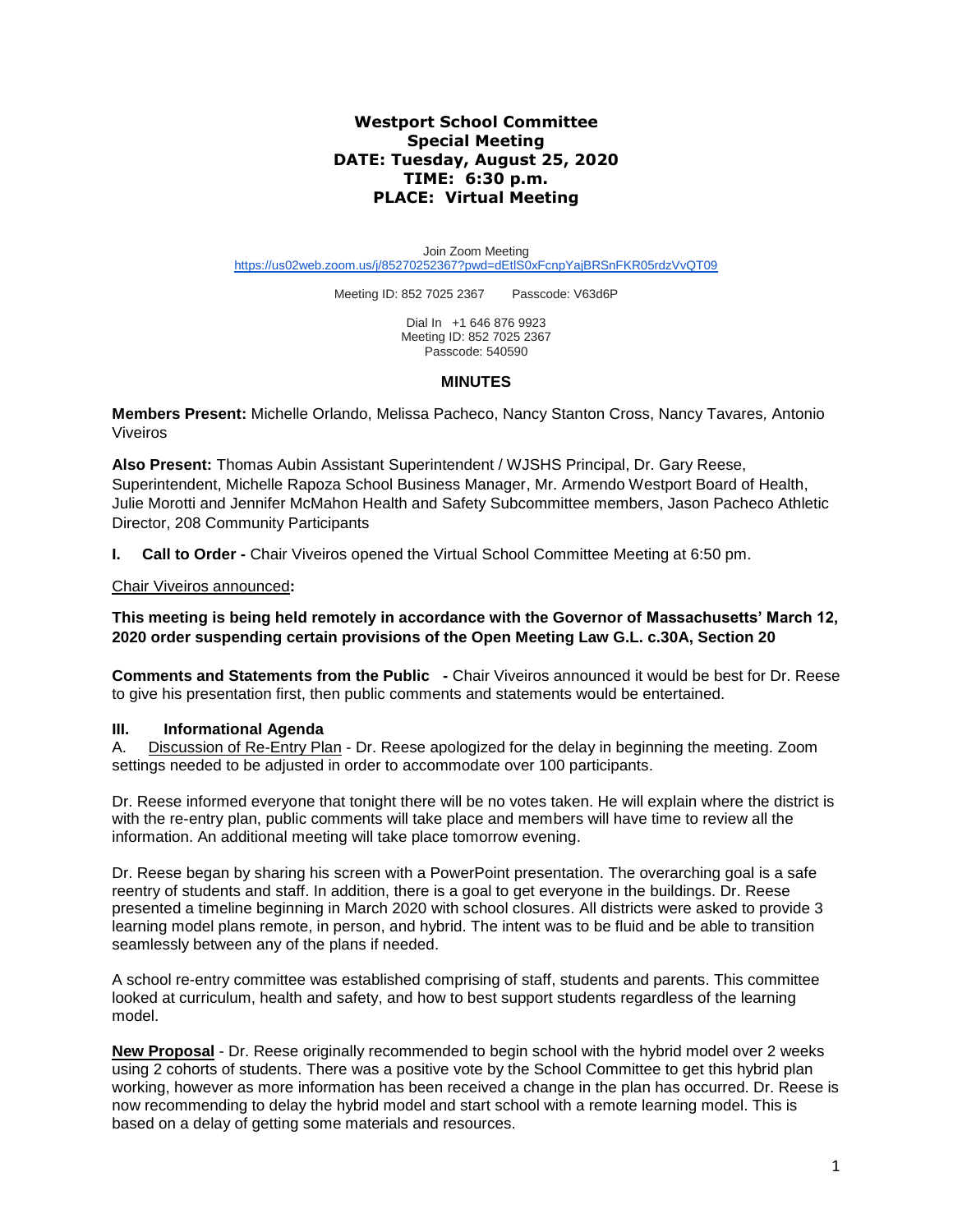# Westport School Committee Special Meeting

**DATE: Tuesday, August 25, 2020**
**TIME: 6:30 p.m.**
**PLACE: Virtual Meeting**

Join Zoom Meeting
https://us02web.zoom.us/j/85270252367?pwd=dEtlS0xFcnpYajBRSnFKR05rdzVvQT09

Meeting ID: 852 7025 2367 Passcode: V63d6P

Dial In +1 646 876 9923
Meeting ID: 852 7025 2367
Passcode: 540590

## MINUTES

**Members Present:** Michelle Orlando, Melissa Pacheco, Nancy Stanton Cross, Nancy Tavares, Antonio Viveiros

**Also Present:** Thomas Aubin Assistant Superintendent / WJSHS Principal, Dr. Gary Reese, Superintendent, Michelle Rapoza School Business Manager, Mr. Armendo Westport Board of Health, Julie Morotti and Jennifer McMahon Health and Safety Subcommittee members, Jason Pacheco Athletic Director, 208 Community Participants

**I. Call to Order -** Chair Viveiros opened the Virtual School Committee Meeting at 6:50 pm.

Chair Viveiros announced**:**

**This meeting is being held remotely in accordance with the Governor of Massachusetts' March 12, 2020 order suspending certain provisions of the Open Meeting Law G.L. c.30A, Section 20**

**Comments and Statements from the Public -** Chair Viveiros announced it would be best for Dr. Reese to give his presentation first, then public comments and statements would be entertained.

### III. Informational Agenda

A. Discussion of Re-Entry Plan - Dr. Reese apologized for the delay in beginning the meeting. Zoom settings needed to be adjusted in order to accommodate over 100 participants.

Dr. Reese informed everyone that tonight there will be no votes taken. He will explain where the district is with the re-entry plan, public comments will take place and members will have time to review all the information. An additional meeting will take place tomorrow evening.

Dr. Reese began by sharing his screen with a PowerPoint presentation. The overarching goal is a safe reentry of students and staff. In addition, there is a goal to get everyone in the buildings. Dr. Reese presented a timeline beginning in March 2020 with school closures. All districts were asked to provide 3 learning model plans remote, in person, and hybrid. The intent was to be fluid and be able to transition seamlessly between any of the plans if needed.

A school re-entry committee was established comprising of staff, students and parents. This committee looked at curriculum, health and safety, and how to best support students regardless of the learning model.

**New Proposal** - Dr. Reese originally recommended to begin school with the hybrid model over 2 weeks using 2 cohorts of students. There was a positive vote by the School Committee to get this hybrid plan working, however as more information has been received a change in the plan has occurred. Dr. Reese is now recommending to delay the hybrid model and start school with a remote learning model. This is based on a delay of getting some materials and resources.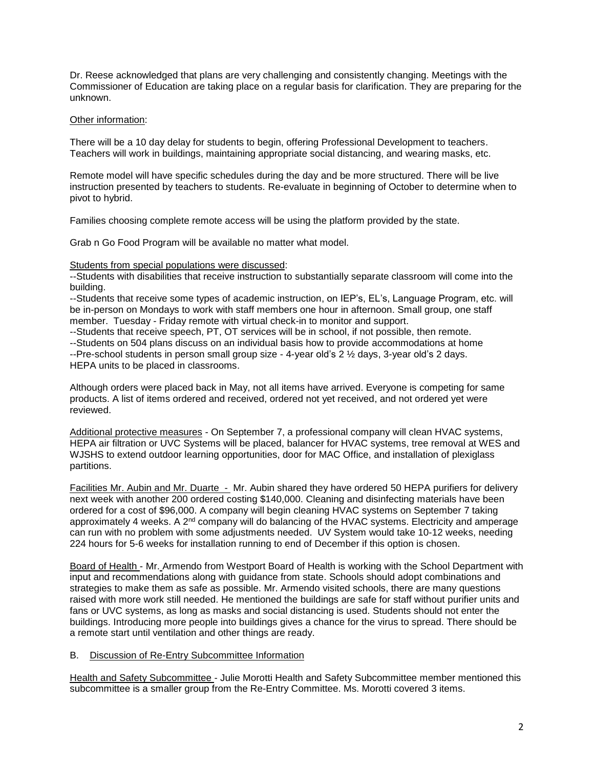Dr. Reese acknowledged that plans are very challenging and consistently changing. Meetings with the Commissioner of Education are taking place on a regular basis for clarification. They are preparing for the unknown.

Other information:

There will be a 10 day delay for students to begin, offering Professional Development to teachers. Teachers will work in buildings, maintaining appropriate social distancing, and wearing masks, etc.

Remote model will have specific schedules during the day and be more structured. There will be live instruction presented by teachers to students. Re-evaluate in beginning of October to determine when to pivot to hybrid.

Families choosing complete remote access will be using the platform provided by the state.

Grab n Go Food Program will be available no matter what model.

Students from special populations were discussed:

--Students with disabilities that receive instruction to substantially separate classroom will come into the building.
--Students that receive some types of academic instruction, on IEP's, EL's, Language Program, etc. will be in-person on Mondays to work with staff members one hour in afternoon. Small group, one staff member. Tuesday - Friday remote with virtual check-in to monitor and support.
--Students that receive speech, PT, OT services will be in school, if not possible, then remote.
--Students on 504 plans discuss on an individual basis how to provide accommodations at home
--Pre-school students in person small group size - 4-year old's 2 ½ days, 3-year old's 2 days.
HEPA units to be placed in classrooms.

Although orders were placed back in May, not all items have arrived. Everyone is competing for same products. A list of items ordered and received, ordered not yet received, and not ordered yet were reviewed.

Additional protective measures - On September 7, a professional company will clean HVAC systems, HEPA air filtration or UVC Systems will be placed, balancer for HVAC systems, tree removal at WES and WJSHS to extend outdoor learning opportunities, door for MAC Office, and installation of plexiglass partitions.

Facilities Mr. Aubin and Mr. Duarte - Mr. Aubin shared they have ordered 50 HEPA purifiers for delivery next week with another 200 ordered costing $140,000. Cleaning and disinfecting materials have been ordered for a cost of $96,000. A company will begin cleaning HVAC systems on September 7 taking approximately 4 weeks. A 2nd company will do balancing of the HVAC systems. Electricity and amperage can run with no problem with some adjustments needed. UV System would take 10-12 weeks, needing 224 hours for 5-6 weeks for installation running to end of December if this option is chosen.

Board of Health - Mr. Armendo from Westport Board of Health is working with the School Department with input and recommendations along with guidance from state. Schools should adopt combinations and strategies to make them as safe as possible. Mr. Armendo visited schools, there are many questions raised with more work still needed. He mentioned the buildings are safe for staff without purifier units and fans or UVC systems, as long as masks and social distancing is used. Students should not enter the buildings. Introducing more people into buildings gives a chance for the virus to spread. There should be a remote start until ventilation and other things are ready.

B. Discussion of Re-Entry Subcommittee Information

Health and Safety Subcommittee - Julie Morotti Health and Safety Subcommittee member mentioned this subcommittee is a smaller group from the Re-Entry Committee. Ms. Morotti covered 3 items.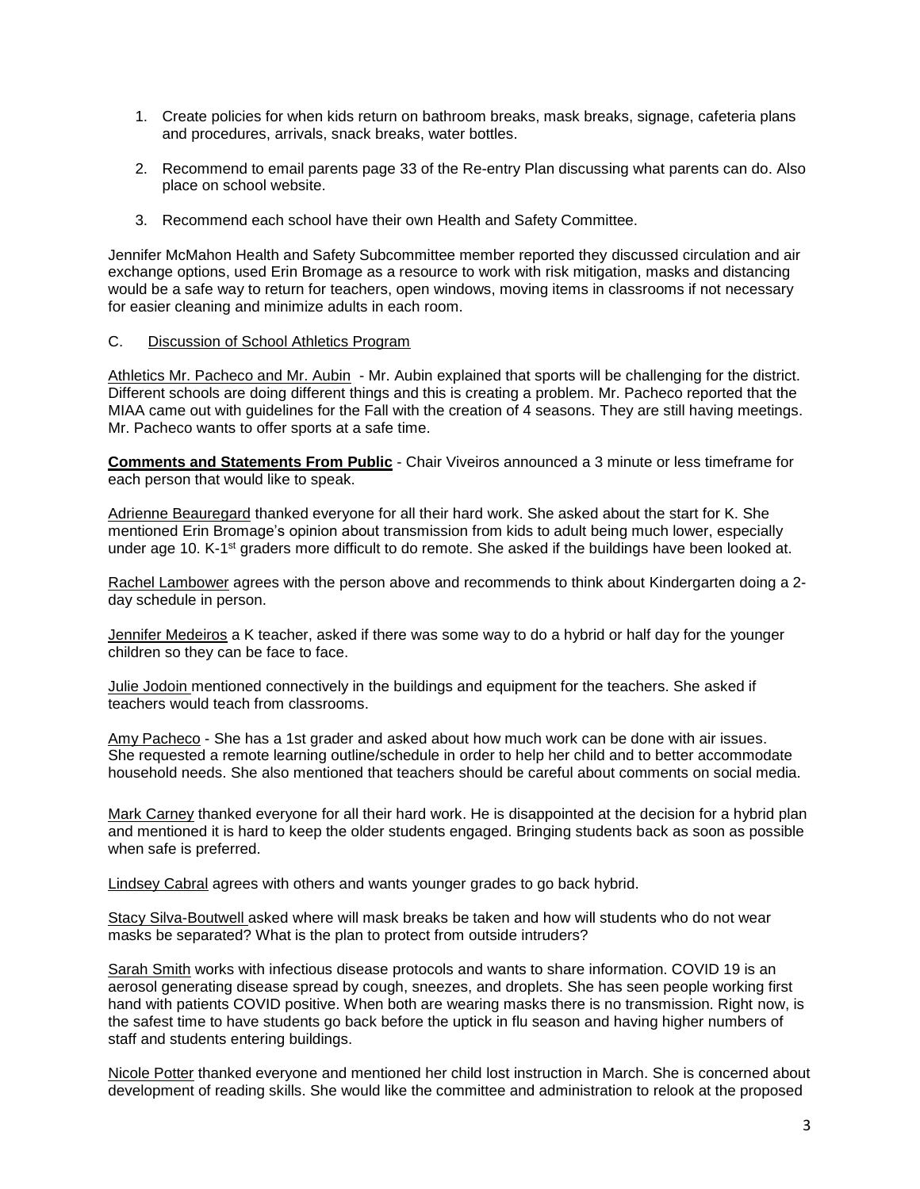1. Create policies for when kids return on bathroom breaks, mask breaks, signage, cafeteria plans and procedures, arrivals, snack breaks, water bottles.

2. Recommend to email parents page 33 of the Re-entry Plan discussing what parents can do. Also place on school website.

3. Recommend each school have their own Health and Safety Committee.

Jennifer McMahon Health and Safety Subcommittee member reported they discussed circulation and air exchange options, used Erin Bromage as a resource to work with risk mitigation, masks and distancing would be a safe way to return for teachers, open windows, moving items in classrooms if not necessary for easier cleaning and minimize adults in each room.

C. Discussion of School Athletics Program

Athletics Mr. Pacheco and Mr. Aubin - Mr. Aubin explained that sports will be challenging for the district. Different schools are doing different things and this is creating a problem. Mr. Pacheco reported that the MIAA came out with guidelines for the Fall with the creation of 4 seasons. They are still having meetings. Mr. Pacheco wants to offer sports at a safe time.

**Comments and Statements From Public** - Chair Viveiros announced a 3 minute or less timeframe for each person that would like to speak.

Adrienne Beauregard thanked everyone for all their hard work. She asked about the start for K. She mentioned Erin Bromage's opinion about transmission from kids to adult being much lower, especially under age 10. K-1st graders more difficult to do remote. She asked if the buildings have been looked at.

Rachel Lambower agrees with the person above and recommends to think about Kindergarten doing a 2-day schedule in person.

Jennifer Medeiros a K teacher, asked if there was some way to do a hybrid or half day for the younger children so they can be face to face.

Julie Jodoin mentioned connectively in the buildings and equipment for the teachers. She asked if teachers would teach from classrooms.

Amy Pacheco - She has a 1st grader and asked about how much work can be done with air issues. She requested a remote learning outline/schedule in order to help her child and to better accommodate household needs. She also mentioned that teachers should be careful about comments on social media.

Mark Carney thanked everyone for all their hard work. He is disappointed at the decision for a hybrid plan and mentioned it is hard to keep the older students engaged. Bringing students back as soon as possible when safe is preferred.

Lindsey Cabral agrees with others and wants younger grades to go back hybrid.

Stacy Silva-Boutwell asked where will mask breaks be taken and how will students who do not wear masks be separated? What is the plan to protect from outside intruders?

Sarah Smith works with infectious disease protocols and wants to share information. COVID 19 is an aerosol generating disease spread by cough, sneezes, and droplets. She has seen people working first hand with patients COVID positive. When both are wearing masks there is no transmission. Right now, is the safest time to have students go back before the uptick in flu season and having higher numbers of staff and students entering buildings.

Nicole Potter thanked everyone and mentioned her child lost instruction in March. She is concerned about development of reading skills. She would like the committee and administration to relook at the proposed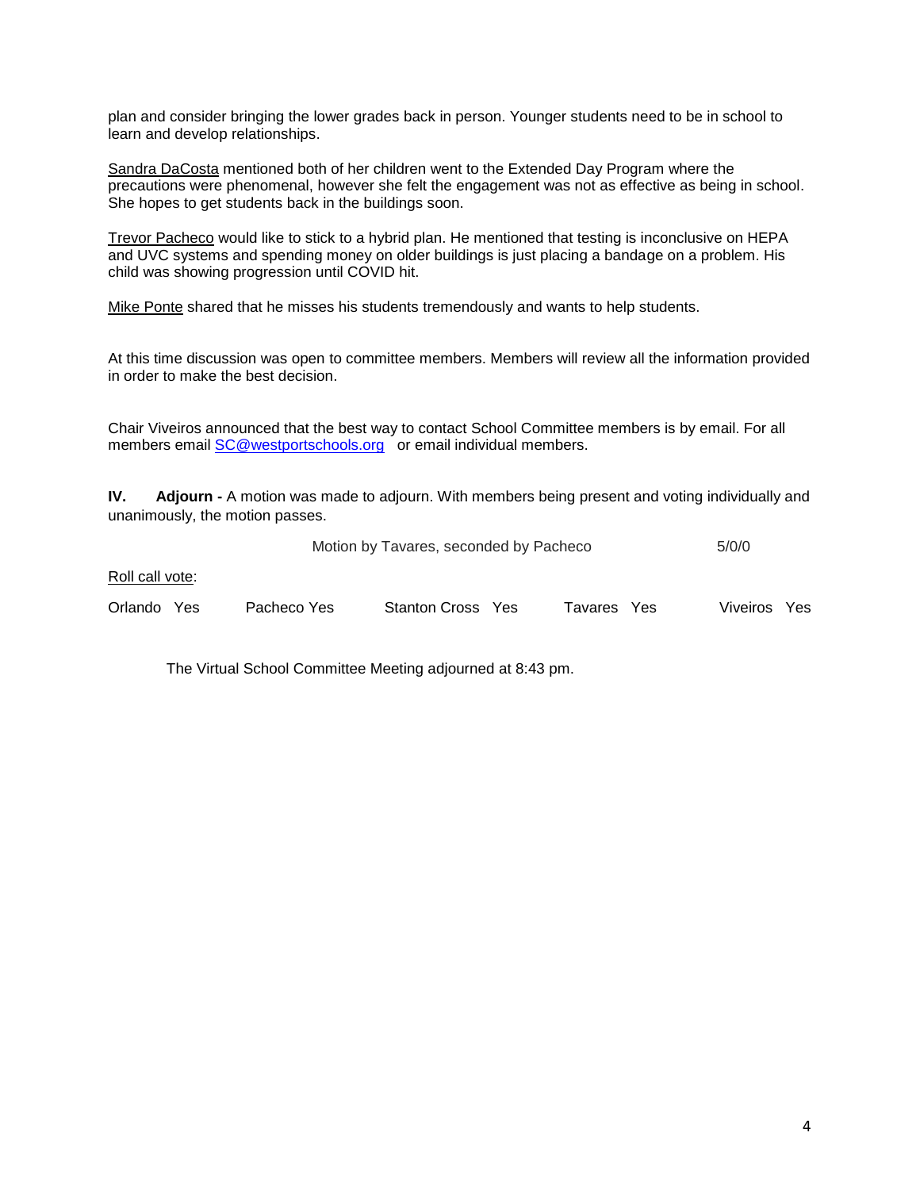plan and consider bringing the lower grades back in person. Younger students need to be in school to learn and develop relationships.

Sandra DaCosta mentioned both of her children went to the Extended Day Program where the precautions were phenomenal, however she felt the engagement was not as effective as being in school. She hopes to get students back in the buildings soon.

Trevor Pacheco would like to stick to a hybrid plan. He mentioned that testing is inconclusive on HEPA and UVC systems and spending money on older buildings is just placing a bandage on a problem. His child was showing progression until COVID hit.

Mike Ponte shared that he misses his students tremendously and wants to help students.

At this time discussion was open to committee members. Members will review all the information provided in order to make the best decision.

Chair Viveiros announced that the best way to contact School Committee members is by email. For all members email SC@westportschools.org or email individual members.

**IV. Adjourn -** A motion was made to adjourn. With members being present and voting individually and unanimously, the motion passes.

Motion by Tavares, seconded by Pacheco 5/0/0

Roll call vote:

Orlando Yes Pacheco Yes Stanton Cross Yes Tavares Yes Viveiros Yes

The Virtual School Committee Meeting adjourned at 8:43 pm.